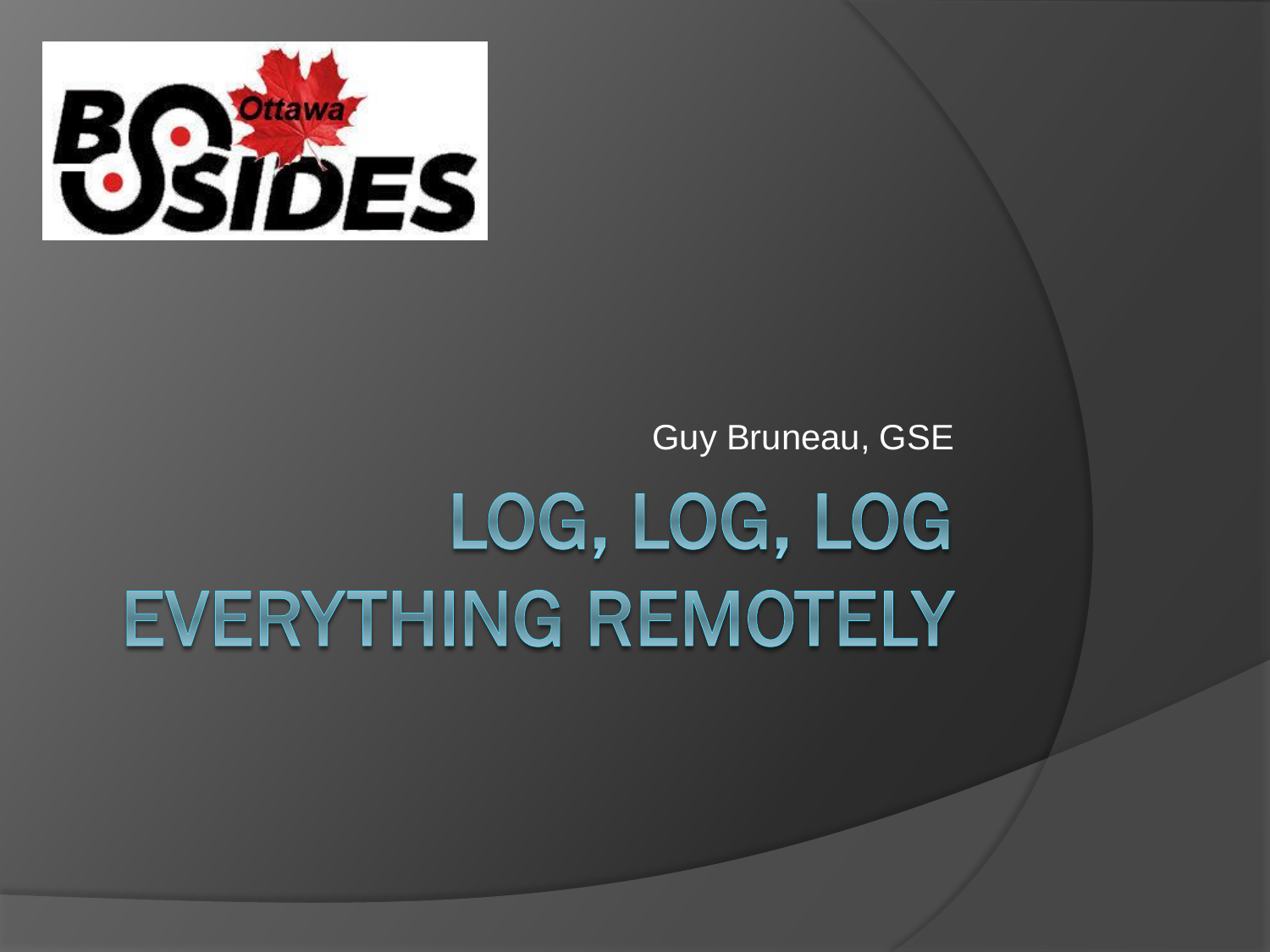Guy Bruneau, GSE

# LOG, LOG, LOG EVERYTHING REMOTELY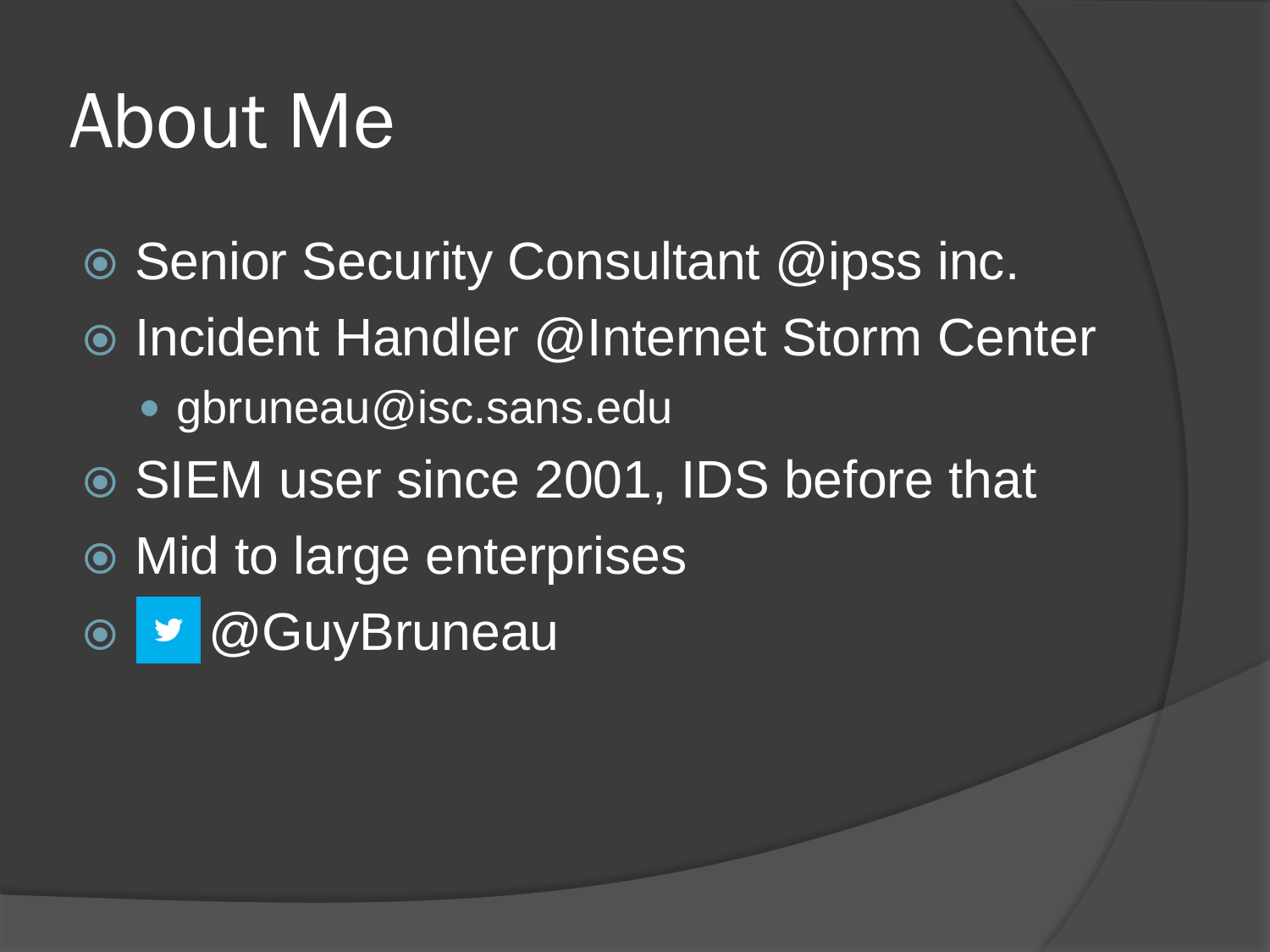# About Me

- Senior Security Consultant @ipss inc.
- Incident Handler @Internet Storm Center
  - gbruneau@isc.sans.edu
- SIEM user since 2001, IDS before that
- Mid to large enterprises
- @GuyBruneau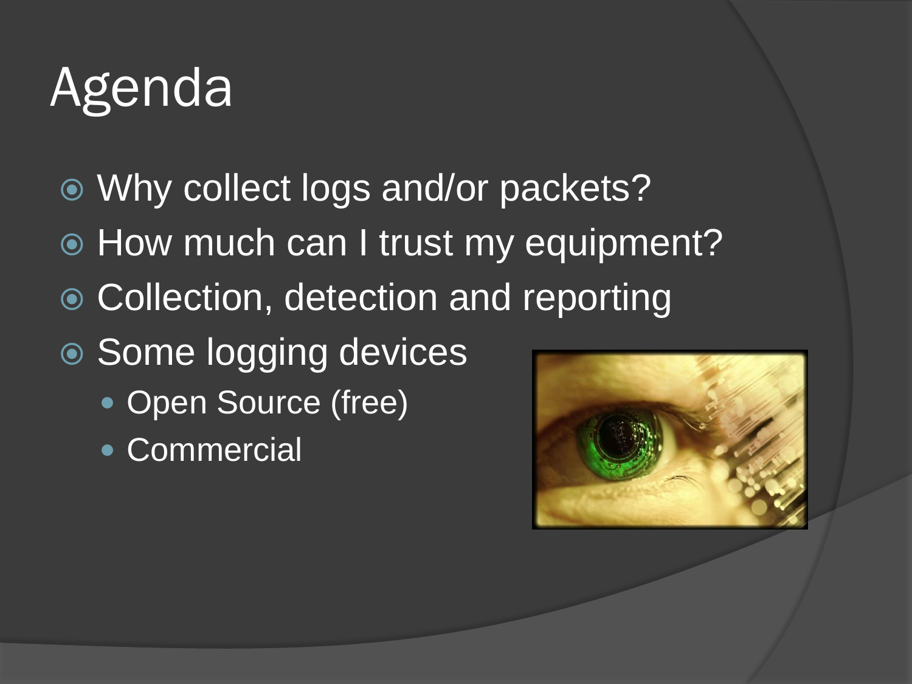# Agenda

- Why collect logs and/or packets?
- How much can I trust my equipment?
- Collection, detection and reporting
- Some logging devices
  - Open Source (free)
  - Commercial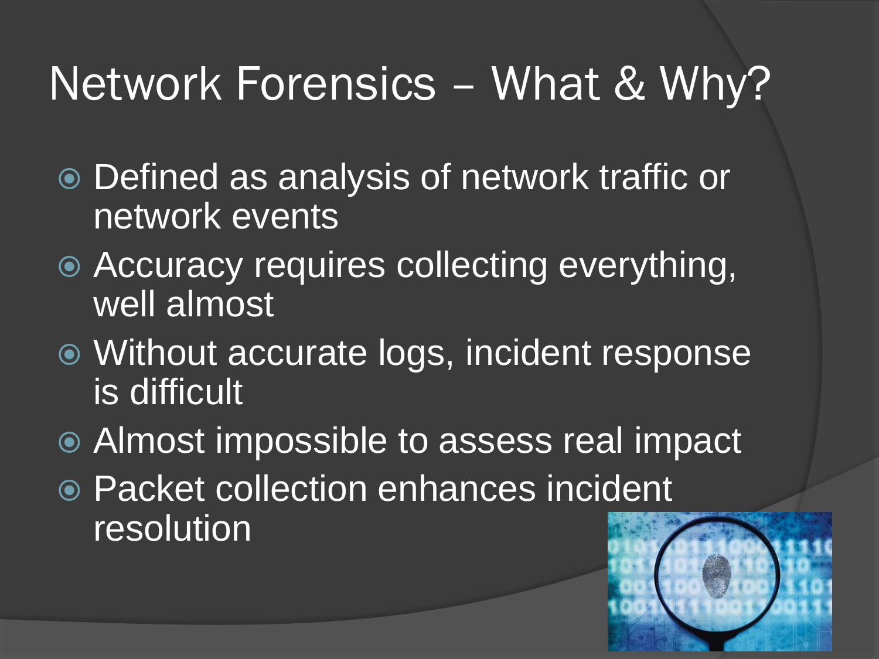# Network Forensics – What & Why?

- Defined as analysis of network traffic or network events
- Accuracy requires collecting everything, well almost
- Without accurate logs, incident response is difficult
- Almost impossible to assess real impact
- Packet collection enhances incident resolution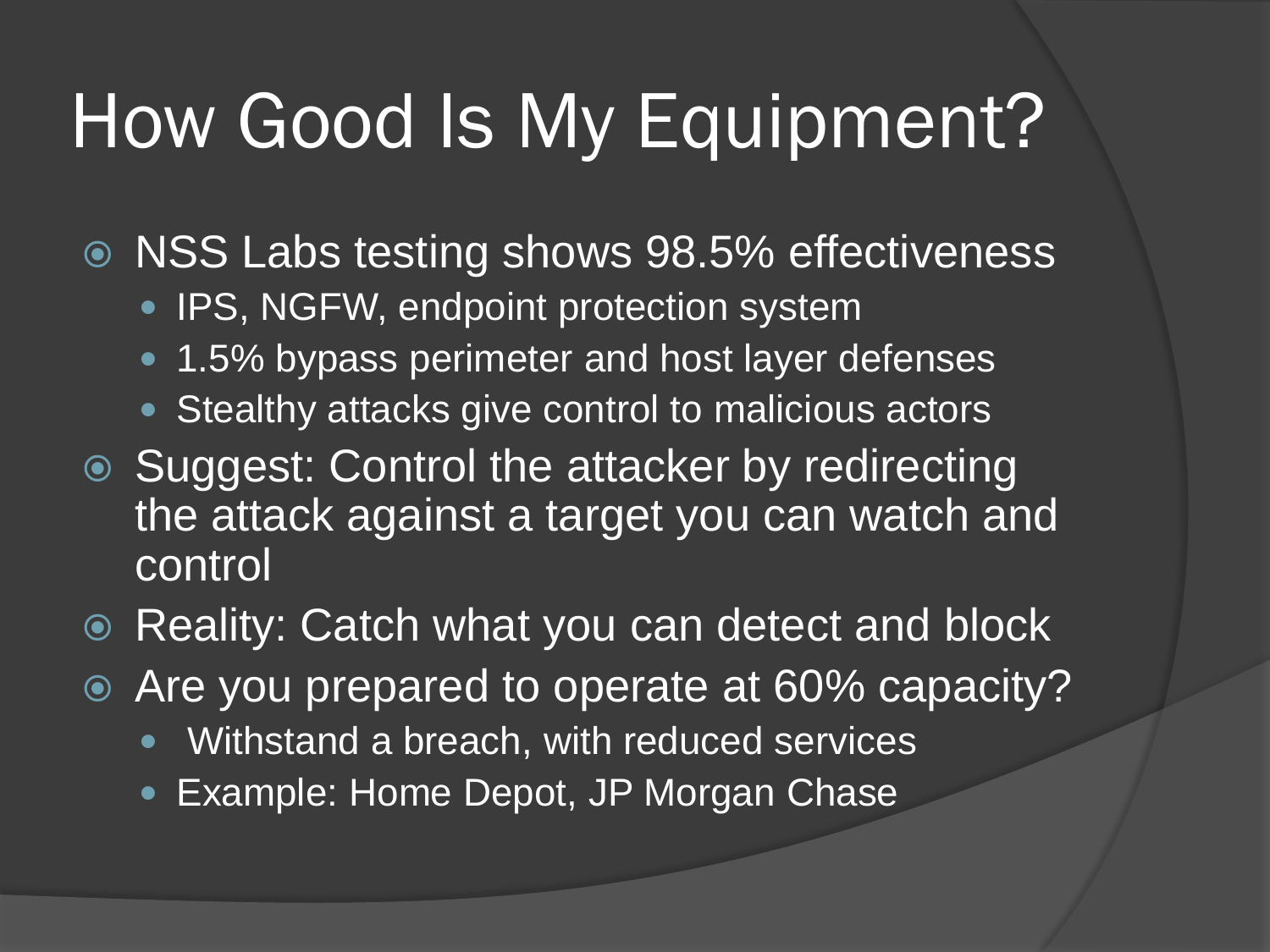# How Good Is My Equipment?

- NSS Labs testing shows 98.5% effectiveness
  - IPS, NGFW, endpoint protection system
  - 1.5% bypass perimeter and host layer defenses
  - Stealthy attacks give control to malicious actors
- Suggest: Control the attacker by redirecting the attack against a target you can watch and control
- Reality: Catch what you can detect and block
- Are you prepared to operate at 60% capacity?
  - Withstand a breach, with reduced services
  - Example: Home Depot, JP Morgan Chase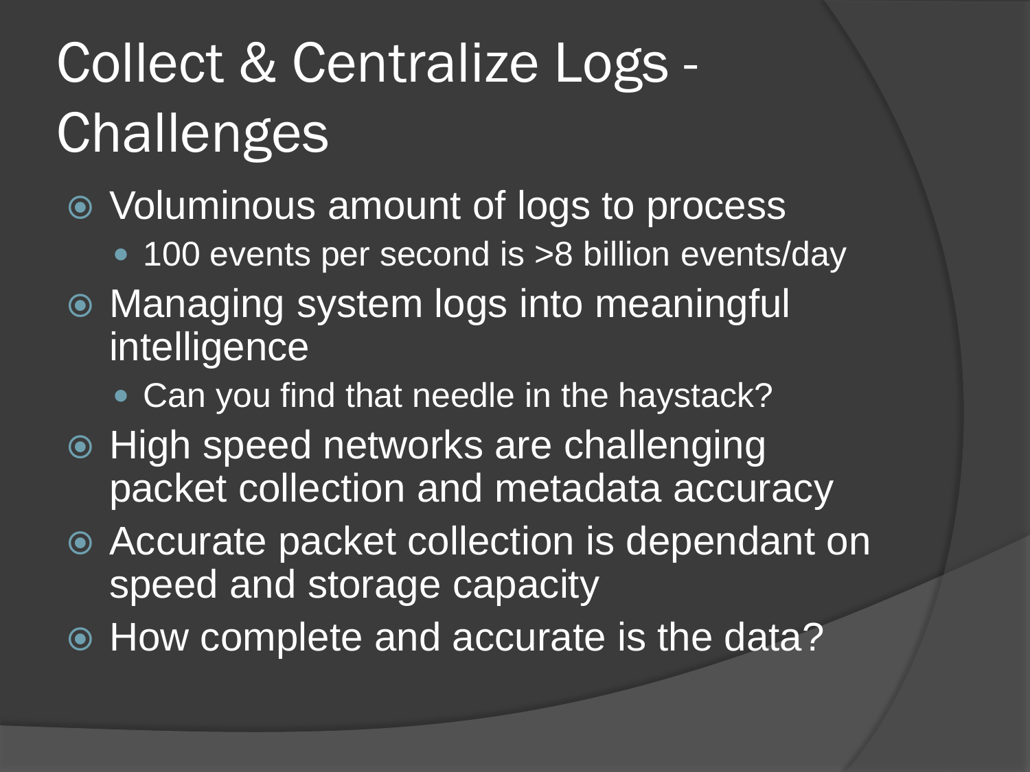# Collect & Centralize Logs - Challenges

- Voluminous amount of logs to process
  - 100 events per second is >8 billion events/day
- Managing system logs into meaningful intelligence
  - Can you find that needle in the haystack?
- High speed networks are challenging packet collection and metadata accuracy
- Accurate packet collection is dependant on speed and storage capacity
- How complete and accurate is the data?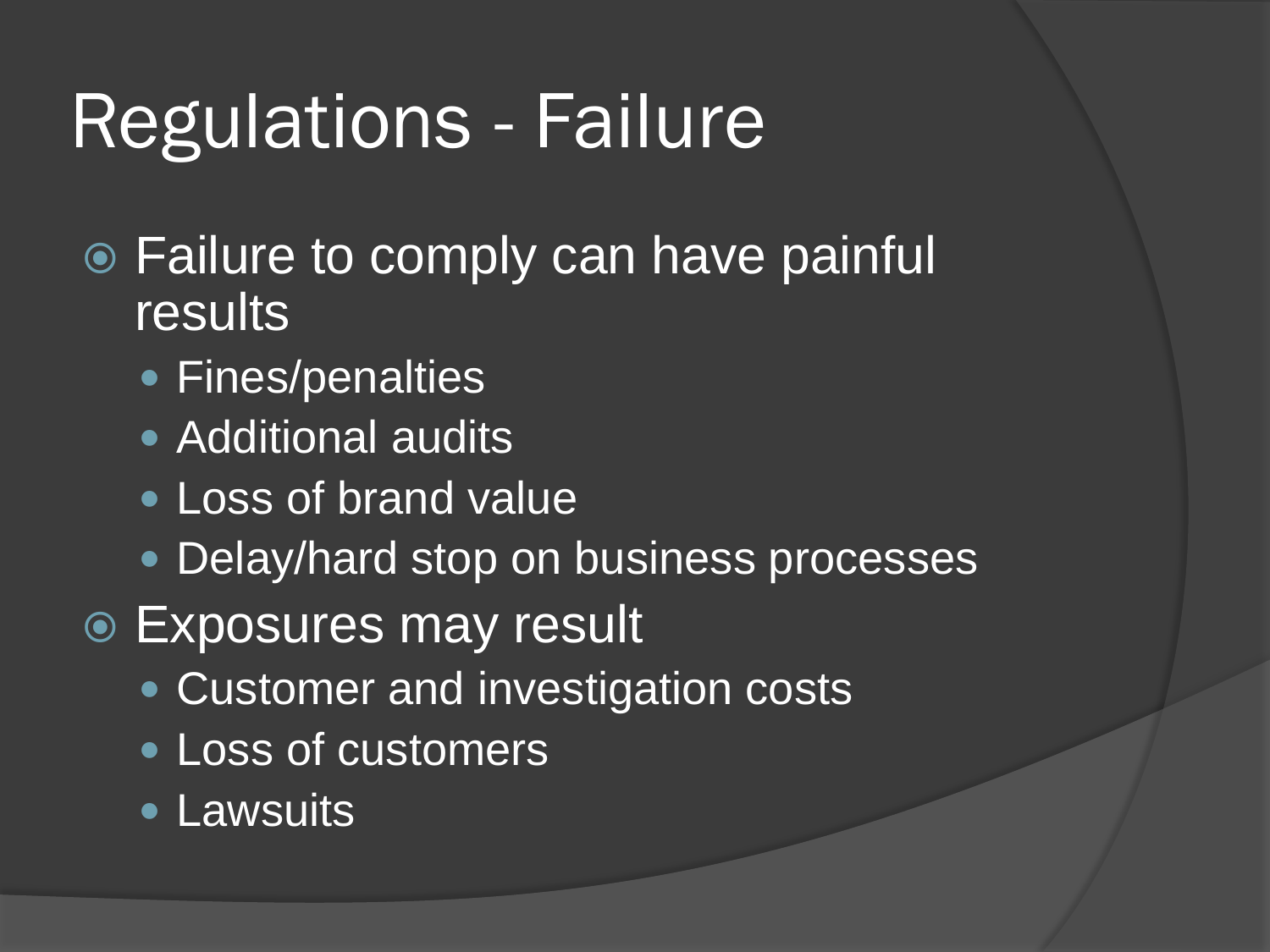# Regulations - Failure

- Failure to comply can have painful results
  - Fines/penalties
  - Additional audits
  - Loss of brand value
  - Delay/hard stop on business processes
- Exposures may result
  - Customer and investigation costs
  - Loss of customers
  - Lawsuits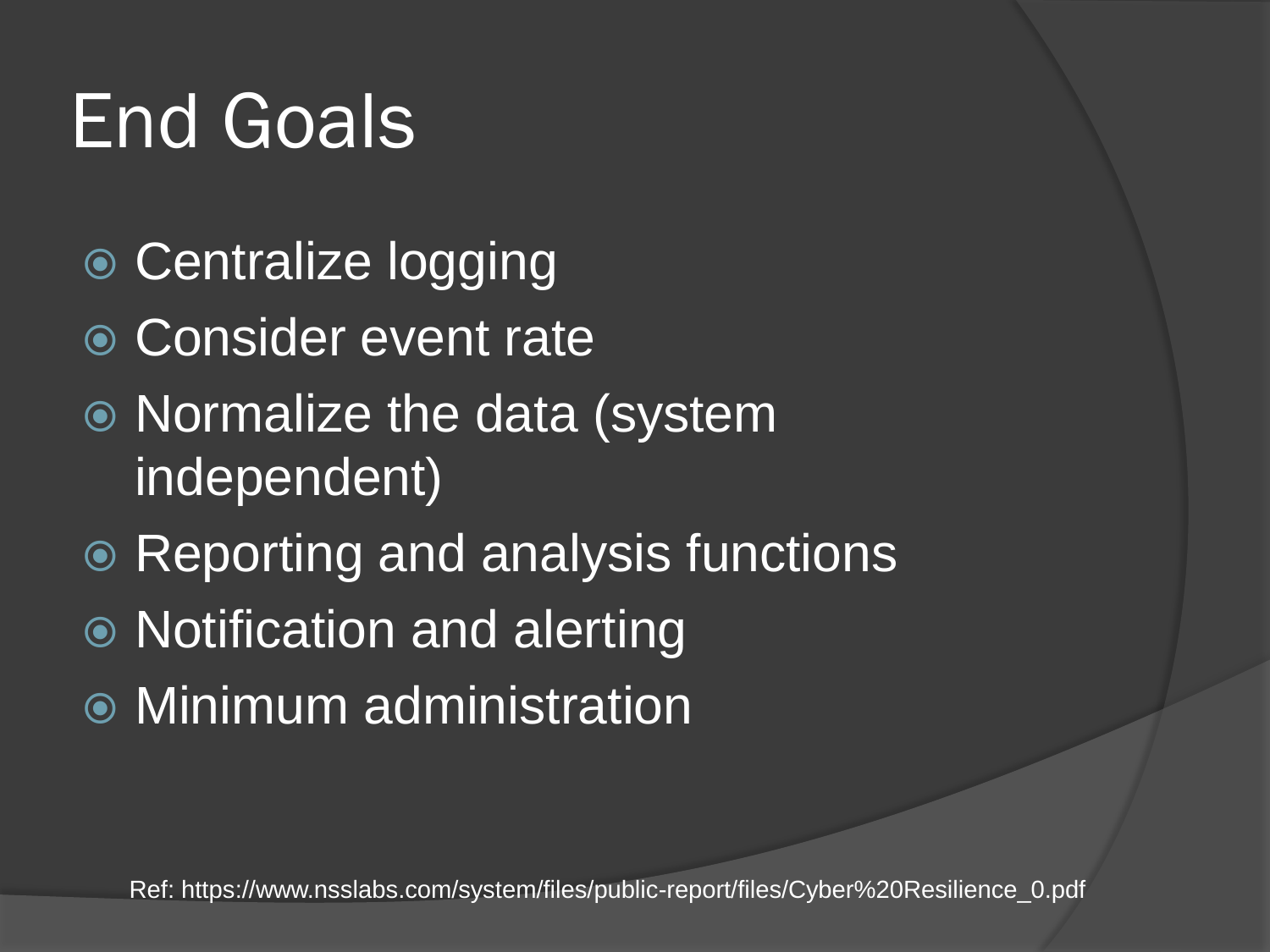# End Goals

- Centralize logging
- Consider event rate
- Normalize the data (system independent)
- Reporting and analysis functions
- Notification and alerting
- Minimum administration

Ref: https://www.nsslabs.com/system/files/public-report/files/Cyber%20Resilience_0.pdf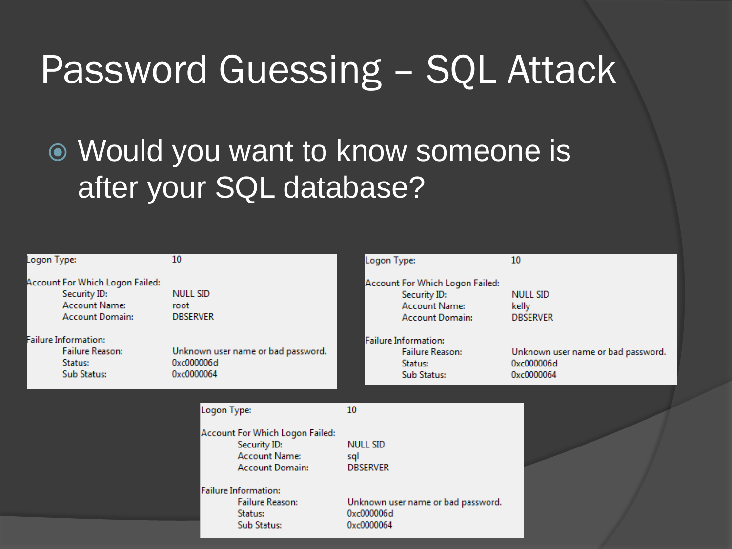# Password Guessing – SQL Attack

- Would you want to know someone is after your SQL database?

```
Logon Type:                     10

Account For Which Logon Failed:
        Security ID:            NULL SID
        Account Name:           root
        Account Domain:         DBSERVER

Failure Information:
        Failure Reason:         Unknown user name or bad password.
        Status:                 0xc000006d
        Sub Status:             0xc0000064
```

```
Logon Type:                     10

Account For Which Logon Failed:
        Security ID:            NULL SID
        Account Name:           kelly
        Account Domain:         DBSERVER

Failure Information:
        Failure Reason:         Unknown user name or bad password.
        Status:                 0xc000006d
        Sub Status:             0xc0000064
```

```
Logon Type:                     10

Account For Which Logon Failed:
        Security ID:            NULL SID
        Account Name:           sql
        Account Domain:         DBSERVER

Failure Information:
        Failure Reason:         Unknown user name or bad password.
        Status:                 0xc000006d
        Sub Status:             0xc0000064
```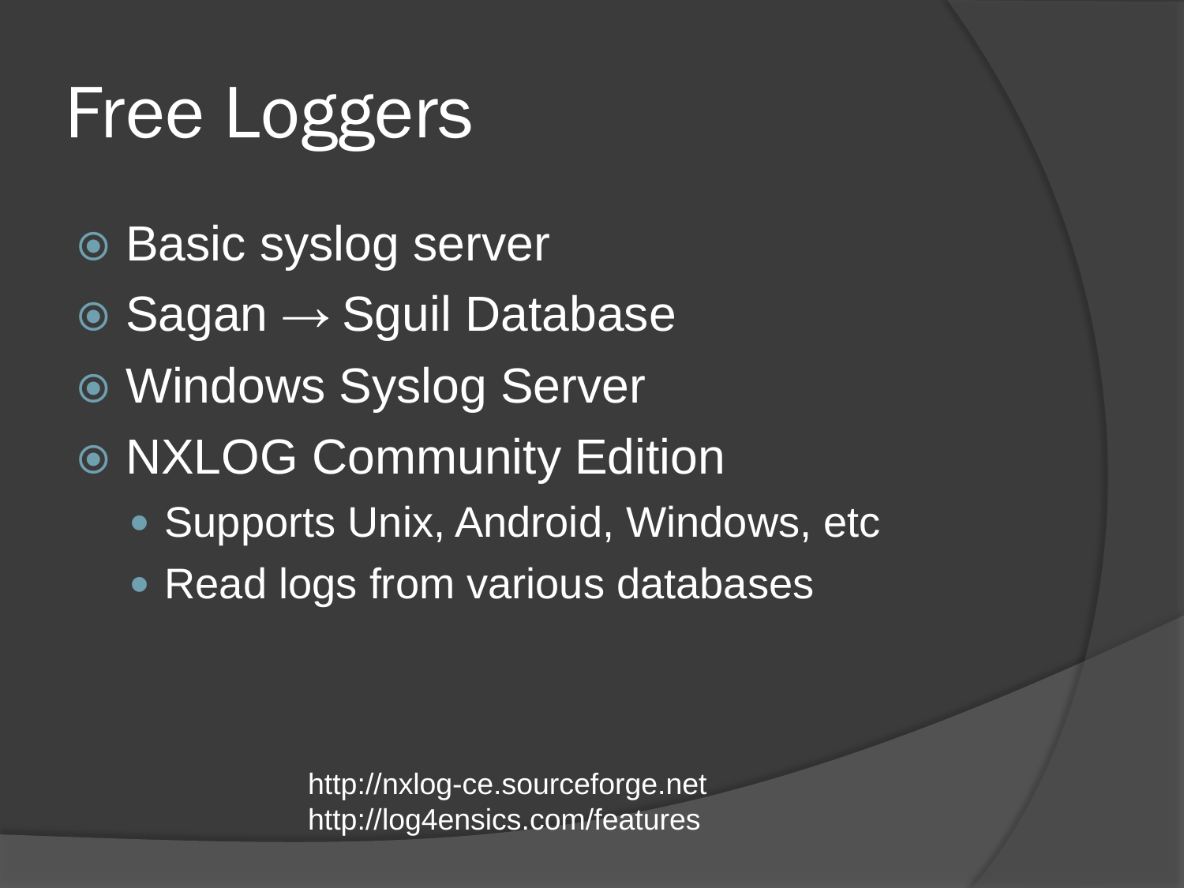# Free Loggers

- Basic syslog server
- Sagan → Sguil Database
- Windows Syslog Server
- NXLOG Community Edition
  - Supports Unix, Android, Windows, etc
  - Read logs from various databases

http://nxlog-ce.sourceforge.net
http://log4ensics.com/features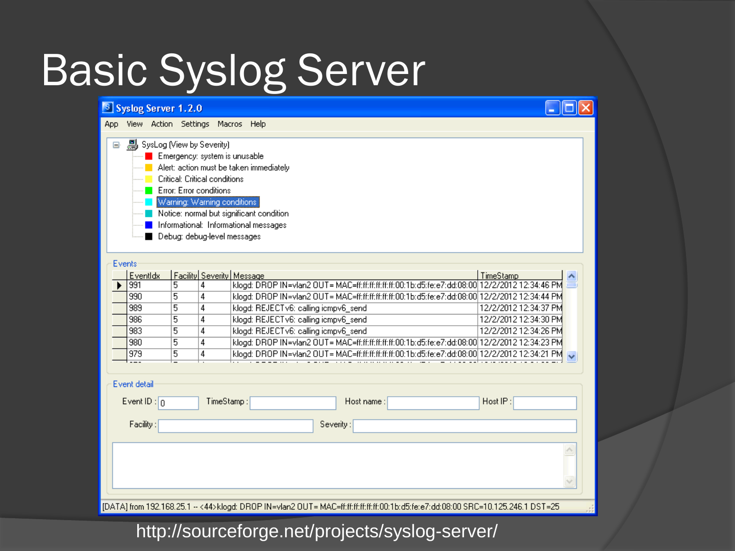# Basic Syslog Server

Syslog Server 1.2.0

App View Action Settings Macros Help

SysLog (View by Severity)

- Emergency: system is unusable
- Alert: action must be taken immediately
- Critical: Critical conditions
- Error: Error conditions
- Warning: Warning conditions
- Notice: normal but significant condition
- Informational: Informational messages
- Debug: debug-level messages

Events

| EventIdx | Facility | Severity | Message | TimeStamp |
|---|---|---|---|---|
| 991 | 5 | 4 | klogd: DROP IN=vlan2 OUT= MAC=ff:ff:ff:ff:ff:ff:00:1b:d5:fe:e7:dd:08:00 | 12/2/2012 12:34:46 PM |
| 990 | 5 | 4 | klogd: DROP IN=vlan2 OUT= MAC=ff:ff:ff:ff:ff:ff:00:1b:d5:fe:e7:dd:08:00 | 12/2/2012 12:34:44 PM |
| 989 | 5 | 4 | klogd: REJECTv6: calling icmpv6_send | 12/2/2012 12:34:37 PM |
| 986 | 5 | 4 | klogd: REJECTv6: calling icmpv6_send | 12/2/2012 12:34:30 PM |
| 983 | 5 | 4 | klogd: REJECTv6: calling icmpv6_send | 12/2/2012 12:34:26 PM |
| 980 | 5 | 4 | klogd: DROP IN=vlan2 OUT= MAC=ff:ff:ff:ff:ff:ff:00:1b:d5:fe:e7:dd:08:00 | 12/2/2012 12:34:23 PM |
| 979 | 5 | 4 | klogd: DROP IN=vlan2 OUT= MAC=ff:ff:ff:ff:ff:ff:00:1b:d5:fe:e7:dd:08:00 | 12/2/2012 12:34:21 PM |

Event detail

Event ID : 0 TimeStamp : Host name : Host IP :

Facility : Severity :

[DATA] from 192.168.25.1 -- <44>klogd: DROP IN=vlan2 OUT= MAC=ff:ff:ff:ff:ff:ff:00:1b:d5:fe:e7:dd:08:00 SRC=10.125.246.1 DST=25

http://sourceforge.net/projects/syslog-server/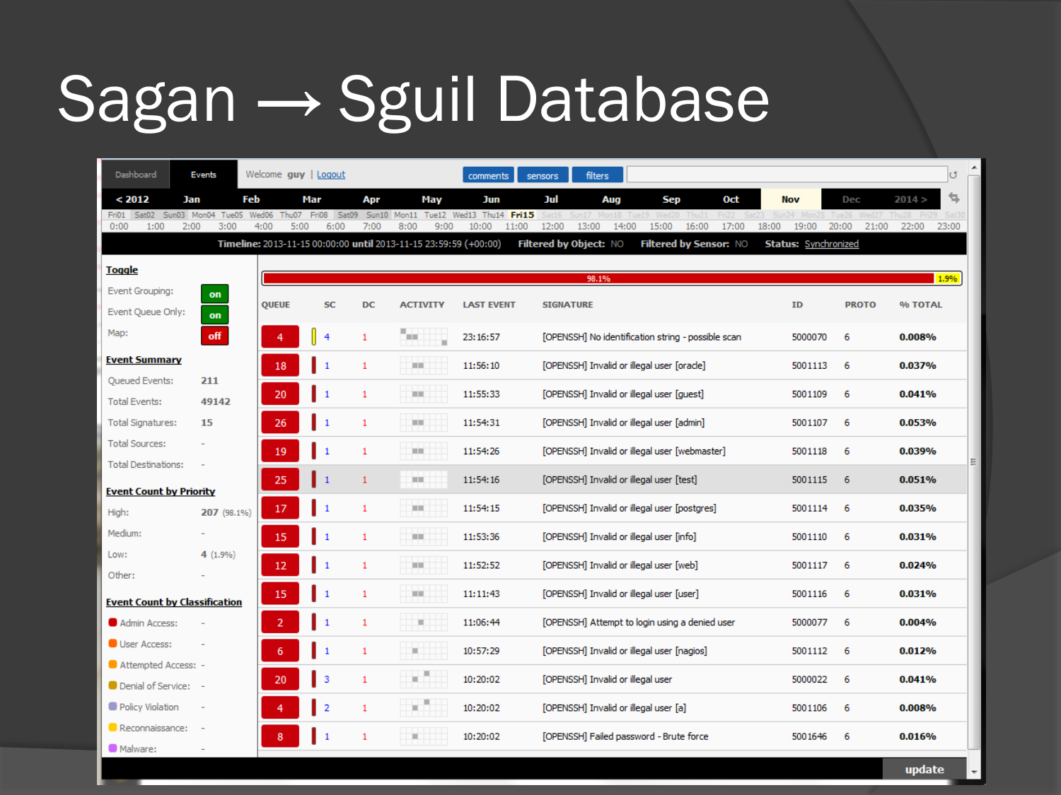# Sagan → Sguil Database

Dashboard | Events | Welcome guy | Logout | comments | sensors | filters

< 2012 | Jan | Feb | Mar | Apr | May | Jun | Jul | Aug | Sep | Oct | Nov | Dec | 2014 >

Timeline: 2013-11-15 00:00:00 until 2013-11-15 23:59:59 (+00:00) Filtered by Object: NO Filtered by Sensor: NO Status: Synchronized

**Toggle**

- Event Grouping: on
- Event Queue Only: on
- Map: off

**Event Summary**

- Queued Events: 211
- Total Events: 49142
- Total Signatures: 15
- Total Sources: -
- Total Destinations: -

**Event Count by Priority**

- High: 207 (98.1%)
- Medium: -
- Low: 4 (1.9%)
- Other: -

**Event Count by Classification**

- Admin Access: -
- User Access: -
- Attempted Access: -
- Denial of Service: -
- Policy Violation -
- Reconnaissance: -
- Malware: -

98.1% | 1.9%

| QUEUE | SC | DC | ACTIVITY | LAST EVENT | SIGNATURE | ID | PROTO | % TOTAL |
|---|---|---|---|---|---|---|---|---|
| 4 | 4 | 1 | | 23:16:57 | [OPENSSH] No identification string - possible scan | 5000070 | 6 | 0.008% |
| 18 | 1 | 1 | | 11:56:10 | [OPENSSH] Invalid or illegal user [oracle] | 5001113 | 6 | 0.037% |
| 20 | 1 | 1 | | 11:55:33 | [OPENSSH] Invalid or illegal user [guest] | 5001109 | 6 | 0.041% |
| 26 | 1 | 1 | | 11:54:31 | [OPENSSH] Invalid or illegal user [admin] | 5001107 | 6 | 0.053% |
| 19 | 1 | 1 | | 11:54:26 | [OPENSSH] Invalid or illegal user [webmaster] | 5001118 | 6 | 0.039% |
| 25 | 1 | 1 | | 11:54:16 | [OPENSSH] Invalid or illegal user [test] | 5001115 | 6 | 0.051% |
| 17 | 1 | 1 | | 11:54:15 | [OPENSSH] Invalid or illegal user [postgres] | 5001114 | 6 | 0.035% |
| 15 | 1 | 1 | | 11:53:36 | [OPENSSH] Invalid or illegal user [info] | 5001110 | 6 | 0.031% |
| 12 | 1 | 1 | | 11:52:52 | [OPENSSH] Invalid or illegal user [web] | 5001117 | 6 | 0.024% |
| 15 | 1 | 1 | | 11:11:43 | [OPENSSH] Invalid or illegal user [user] | 5001116 | 6 | 0.031% |
| 2 | 1 | 1 | | 11:06:44 | [OPENSSH] Attempt to login using a denied user | 5000077 | 6 | 0.004% |
| 6 | 1 | 1 | | 10:57:29 | [OPENSSH] Invalid or illegal user [nagios] | 5001112 | 6 | 0.012% |
| 20 | 3 | 1 | | 10:20:02 | [OPENSSH] Invalid or illegal user | 5000022 | 6 | 0.041% |
| 4 | 2 | 1 | | 10:20:02 | [OPENSSH] Invalid or illegal user [a] | 5001106 | 6 | 0.008% |
| 8 | 1 | 1 | | 10:20:02 | [OPENSSH] Failed password - Brute force | 5001646 | 6 | 0.016% |

update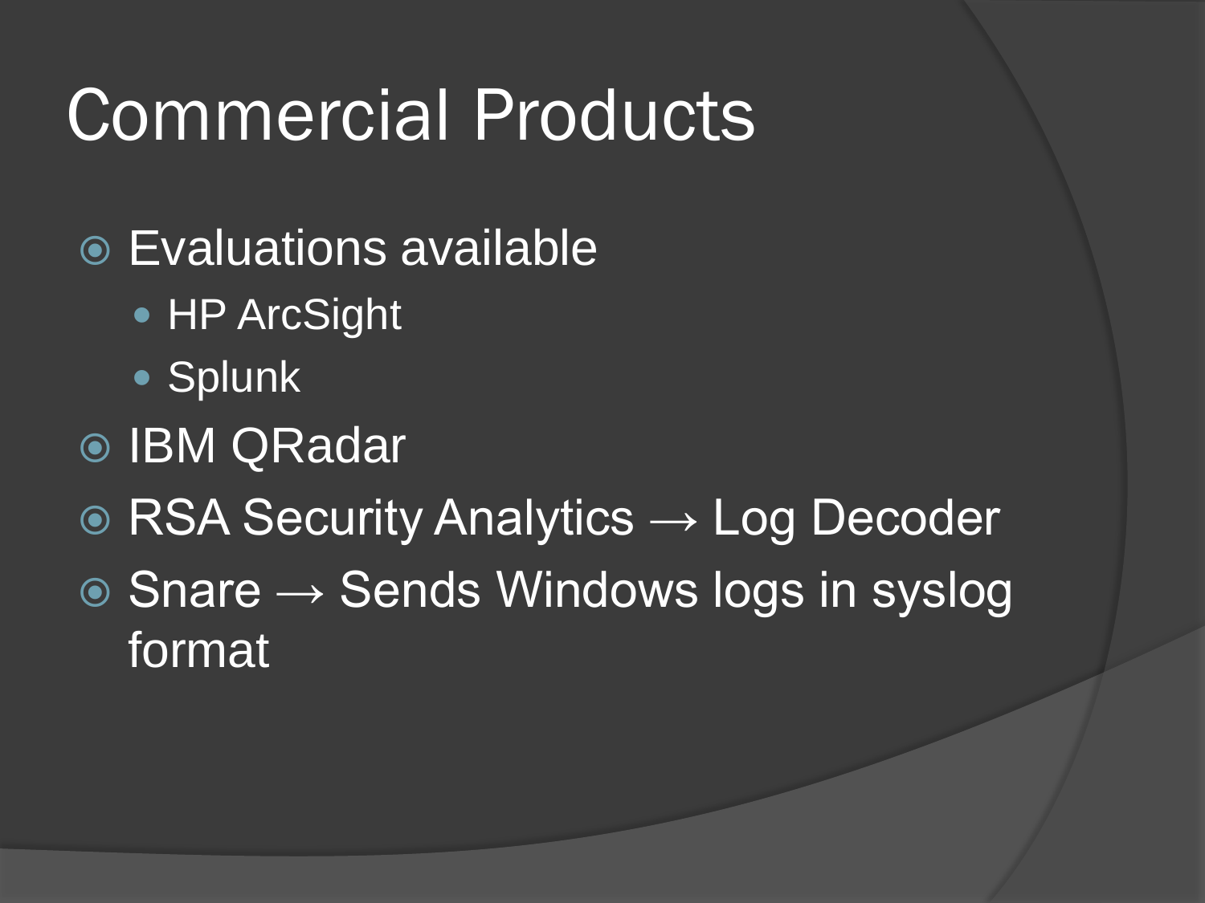# Commercial Products

- Evaluations available
  - HP ArcSight
  - Splunk
- IBM QRadar
- RSA Security Analytics → Log Decoder
- Snare → Sends Windows logs in syslog format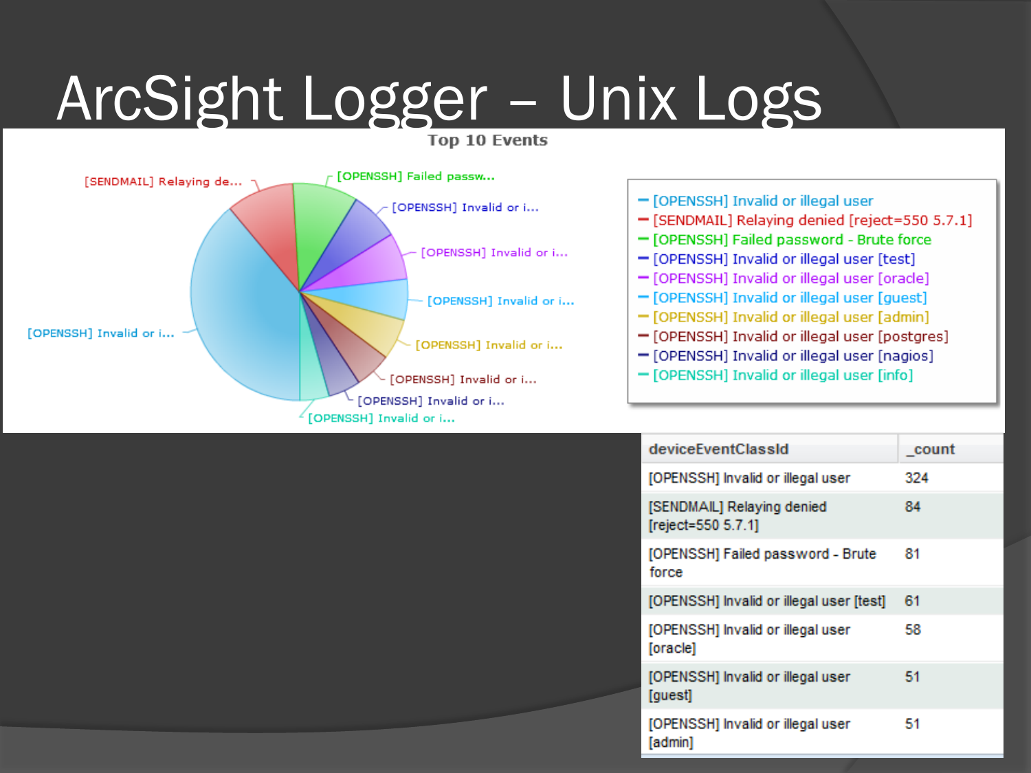# ArcSight Logger – Unix Logs

**Top 10 Events**

- [OPENSSH] Invalid or illegal user
- [SENDMAIL] Relaying denied [reject=550 5.7.1]
- [OPENSSH] Failed password - Brute force
- [OPENSSH] Invalid or illegal user [test]
- [OPENSSH] Invalid or illegal user [oracle]
- [OPENSSH] Invalid or illegal user [guest]
- [OPENSSH] Invalid or illegal user [admin]
- [OPENSSH] Invalid or illegal user [postgres]
- [OPENSSH] Invalid or illegal user [nagios]
- [OPENSSH] Invalid or illegal user [info]

| deviceEventClassId | _count |
|---|---|
| [OPENSSH] Invalid or illegal user | 324 |
| [SENDMAIL] Relaying denied [reject=550 5.7.1] | 84 |
| [OPENSSH] Failed password - Brute force | 81 |
| [OPENSSH] Invalid or illegal user [test] | 61 |
| [OPENSSH] Invalid or illegal user [oracle] | 58 |
| [OPENSSH] Invalid or illegal user [guest] | 51 |
| [OPENSSH] Invalid or illegal user [admin] | 51 |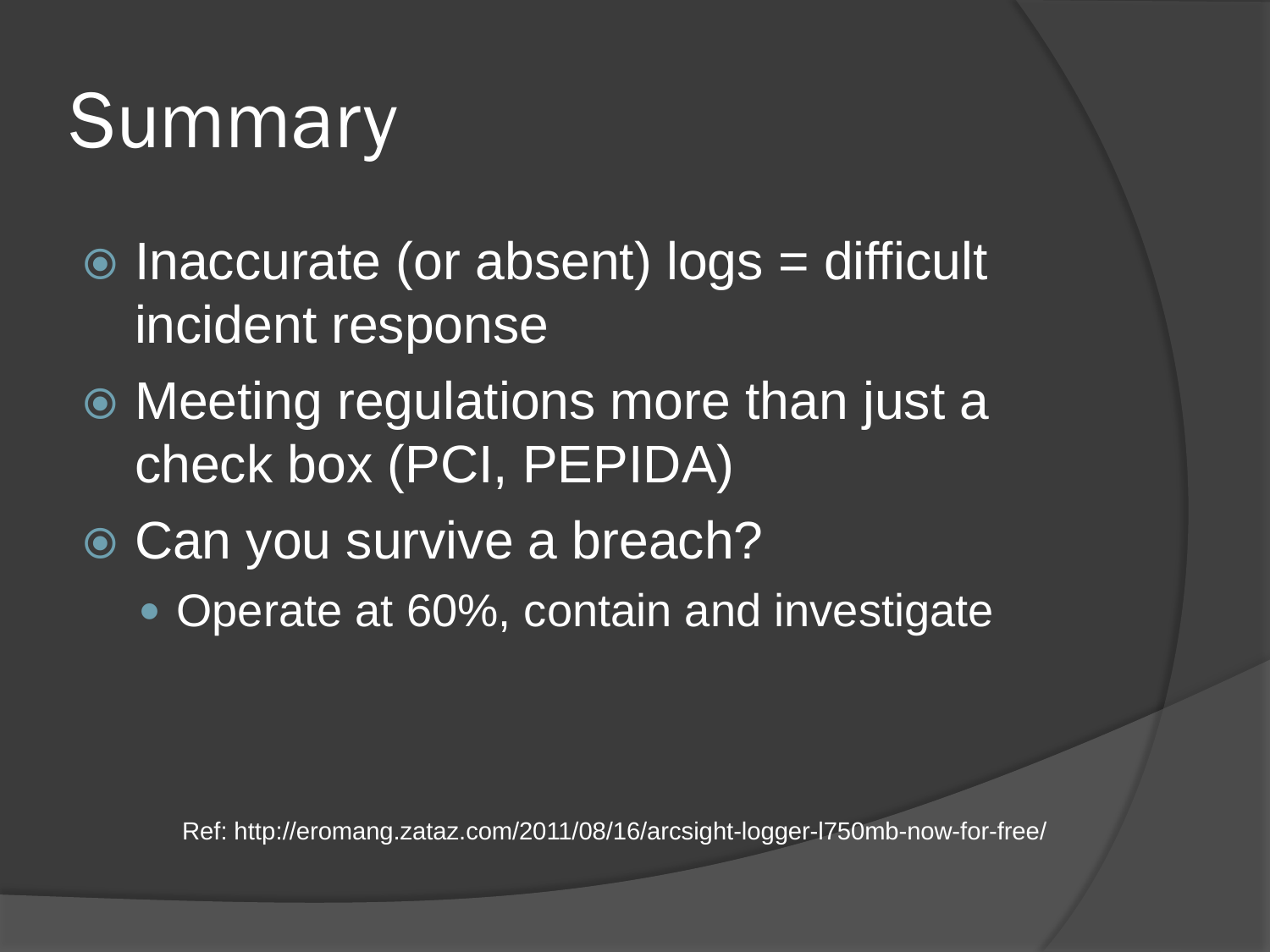# Summary

- Inaccurate (or absent) logs = difficult incident response
- Meeting regulations more than just a check box (PCI, PEPIDA)
- Can you survive a breach?
  - Operate at 60%, contain and investigate

Ref: http://eromang.zataz.com/2011/08/16/arcsight-logger-l750mb-now-for-free/